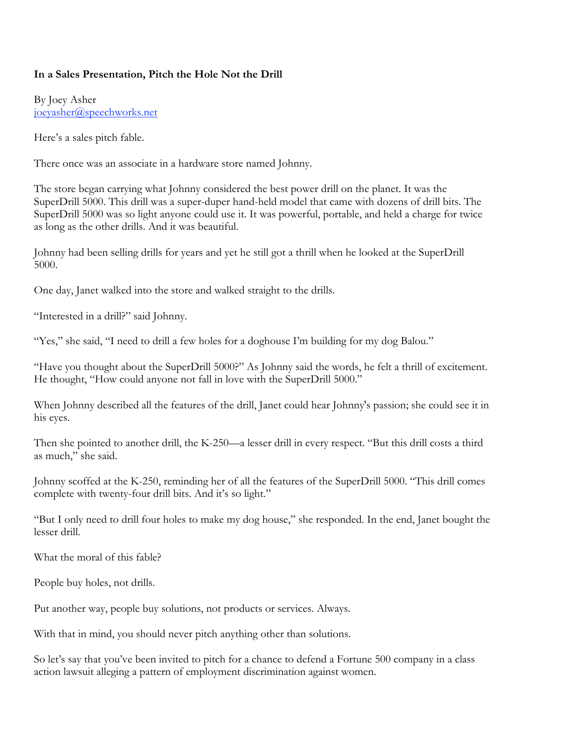**In a Sales Presentation, Pitch the Hole Not the Drill**

By Joey Asher
[joeyasher@speechworks.net](mailto:joeyasher@speechworks.net)

Here's a sales pitch fable.

There once was an associate in a hardware store named Johnny.

The store began carrying what Johnny considered the best power drill on the planet. It was the SuperDrill 5000. This drill was a super-duper hand-held model that came with dozens of drill bits. The SuperDrill 5000 was so light anyone could use it. It was powerful, portable, and held a charge for twice as long as the other drills. And it was beautiful.

Johnny had been selling drills for years and yet he still got a thrill when he looked at the SuperDrill 5000.

One day, Janet walked into the store and walked straight to the drills.

"Interested in a drill?" said Johnny.

"Yes," she said, "I need to drill a few holes for a doghouse I'm building for my dog Balou."

"Have you thought about the SuperDrill 5000?" As Johnny said the words, he felt a thrill of excitement. He thought, "How could anyone not fall in love with the SuperDrill 5000."

When Johnny described all the features of the drill, Janet could hear Johnny's passion; she could see it in his eyes.

Then she pointed to another drill, the K-250—a lesser drill in every respect. "But this drill costs a third as much," she said.

Johnny scoffed at the K-250, reminding her of all the features of the SuperDrill 5000. "This drill comes complete with twenty-four drill bits. And it's so light."

"But I only need to drill four holes to make my dog house," she responded. In the end, Janet bought the lesser drill.

What the moral of this fable?

People buy holes, not drills.

Put another way, people buy solutions, not products or services. Always.

With that in mind, you should never pitch anything other than solutions.

So let's say that you've been invited to pitch for a chance to defend a Fortune 500 company in a class action lawsuit alleging a pattern of employment discrimination against women.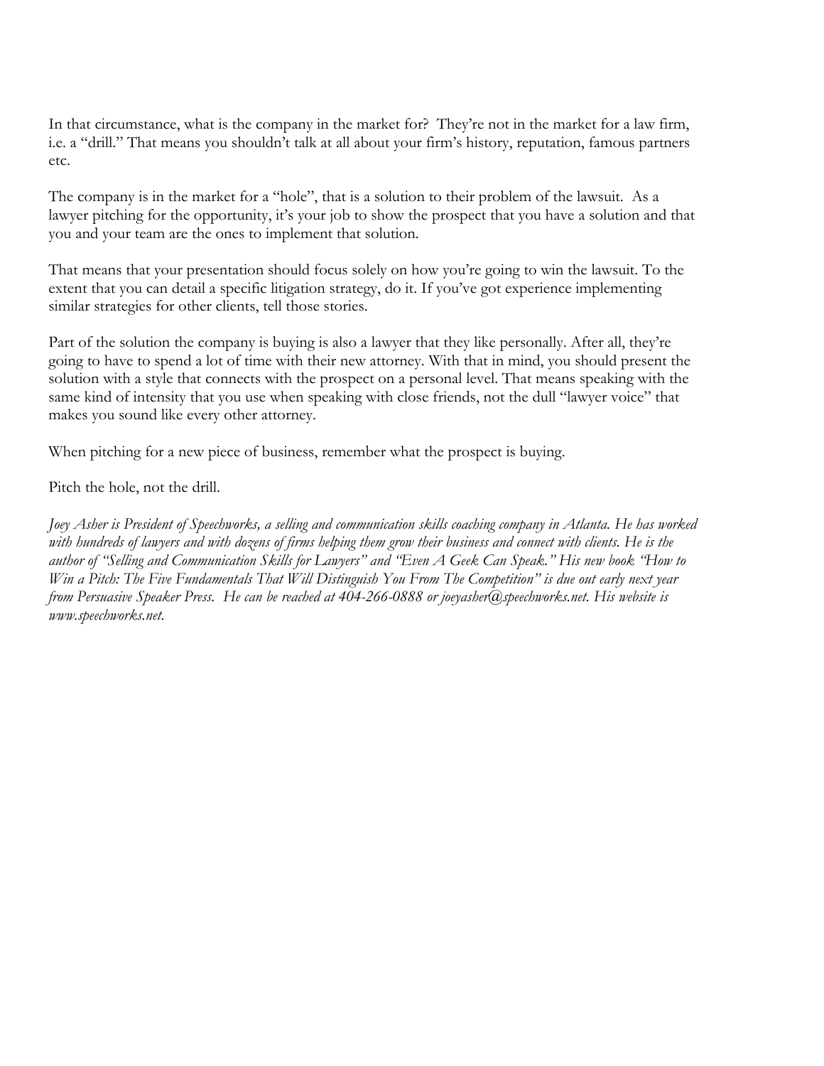In that circumstance, what is the company in the market for? They're not in the market for a law firm, i.e. a "drill." That means you shouldn't talk at all about your firm's history, reputation, famous partners etc.

The company is in the market for a "hole", that is a solution to their problem of the lawsuit. As a lawyer pitching for the opportunity, it's your job to show the prospect that you have a solution and that you and your team are the ones to implement that solution.

That means that your presentation should focus solely on how you're going to win the lawsuit. To the extent that you can detail a specific litigation strategy, do it. If you've got experience implementing similar strategies for other clients, tell those stories.

Part of the solution the company is buying is also a lawyer that they like personally. After all, they're going to have to spend a lot of time with their new attorney. With that in mind, you should present the solution with a style that connects with the prospect on a personal level. That means speaking with the same kind of intensity that you use when speaking with close friends, not the dull "lawyer voice" that makes you sound like every other attorney.

When pitching for a new piece of business, remember what the prospect is buying.

Pitch the hole, not the drill.

*Joey Asher is President of Speechworks, a selling and communication skills coaching company in Atlanta. He has worked with hundreds of lawyers and with dozens of firms helping them grow their business and connect with clients. He is the author of "Selling and Communication Skills for Lawyers" and "Even A Geek Can Speak." His new book "How to Win a Pitch: The Five Fundamentals That Will Distinguish You From The Competition" is due out early next year from Persuasive Speaker Press. He can be reached at 404-266-0888 or joeyasher@speechworks.net. His website is www.speechworks.net.*